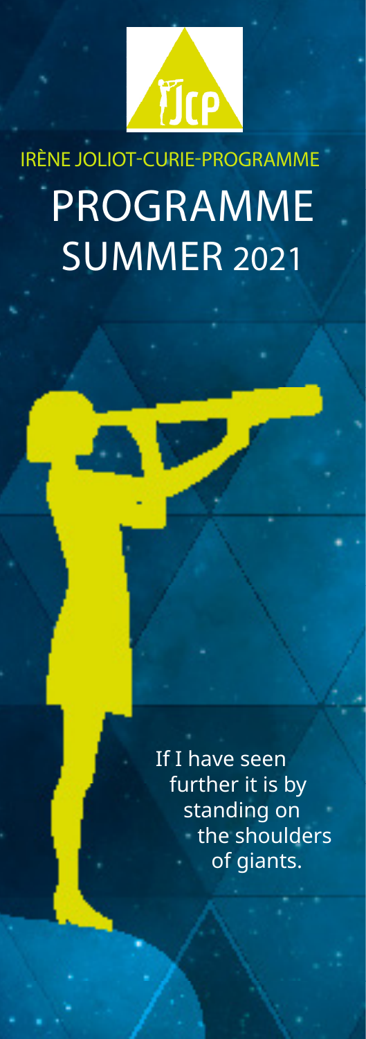IRÈNE JOLIOT-CURIE-PROGRAMME

# PROGRAMME SUMMER 2021

If I have seen further it is by standing on the shoulders of giants.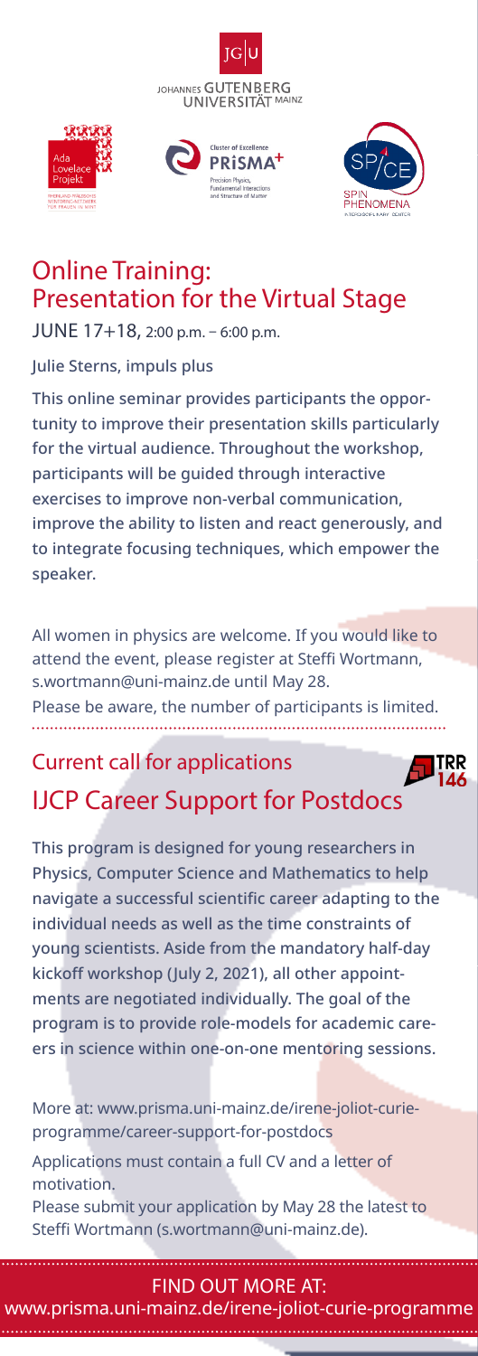JOHANNES GUTENBERG UNIVERSITÄT MAINZ

Ada Lovelace Projekt

Cluster of Excellence PRiSMA+ Precision Physics, Fundamental Interactions and Structure of Matter

SPICE SPIN PHENOMENA INTERDISCIPLINARY CENTER

## Online Training: Presentation for the Virtual Stage

JUNE 17+18, 2:00 p.m. – 6:00 p.m.

Julie Sterns, impuls plus

**This online seminar provides participants the opportunity to improve their presentation skills particularly for the virtual audience. Throughout the workshop, participants will be guided through interactive exercises to improve non-verbal communication, improve the ability to listen and react generously, and to integrate focusing techniques, which empower the speaker.**

All women in physics are welcome. If you would like to attend the event, please register at Steffi Wortmann, s.wortmann@uni-mainz.de until May 28.
Please be aware, the number of participants is limited.

## Current call for applications

TRR 146

## IJCP Career Support for Postdocs

**This program is designed for young researchers in Physics, Computer Science and Mathematics to help navigate a successful scientific career adapting to the individual needs as well as the time constraints of young scientists. Aside from the mandatory half-day kickoff workshop (July 2, 2021), all other appointments are negotiated individually. The goal of the program is to provide role-models for academic careers in science within one-on-one mentoring sessions.**

More at: www.prisma.uni-mainz.de/irene-joliot-curie-programme/career-support-for-postdocs

Applications must contain a full CV and a letter of motivation.
Please submit your application by May 28 the latest to Steffi Wortmann (s.wortmann@uni-mainz.de).

FIND OUT MORE AT:
www.prisma.uni-mainz.de/irene-joliot-curie-programme